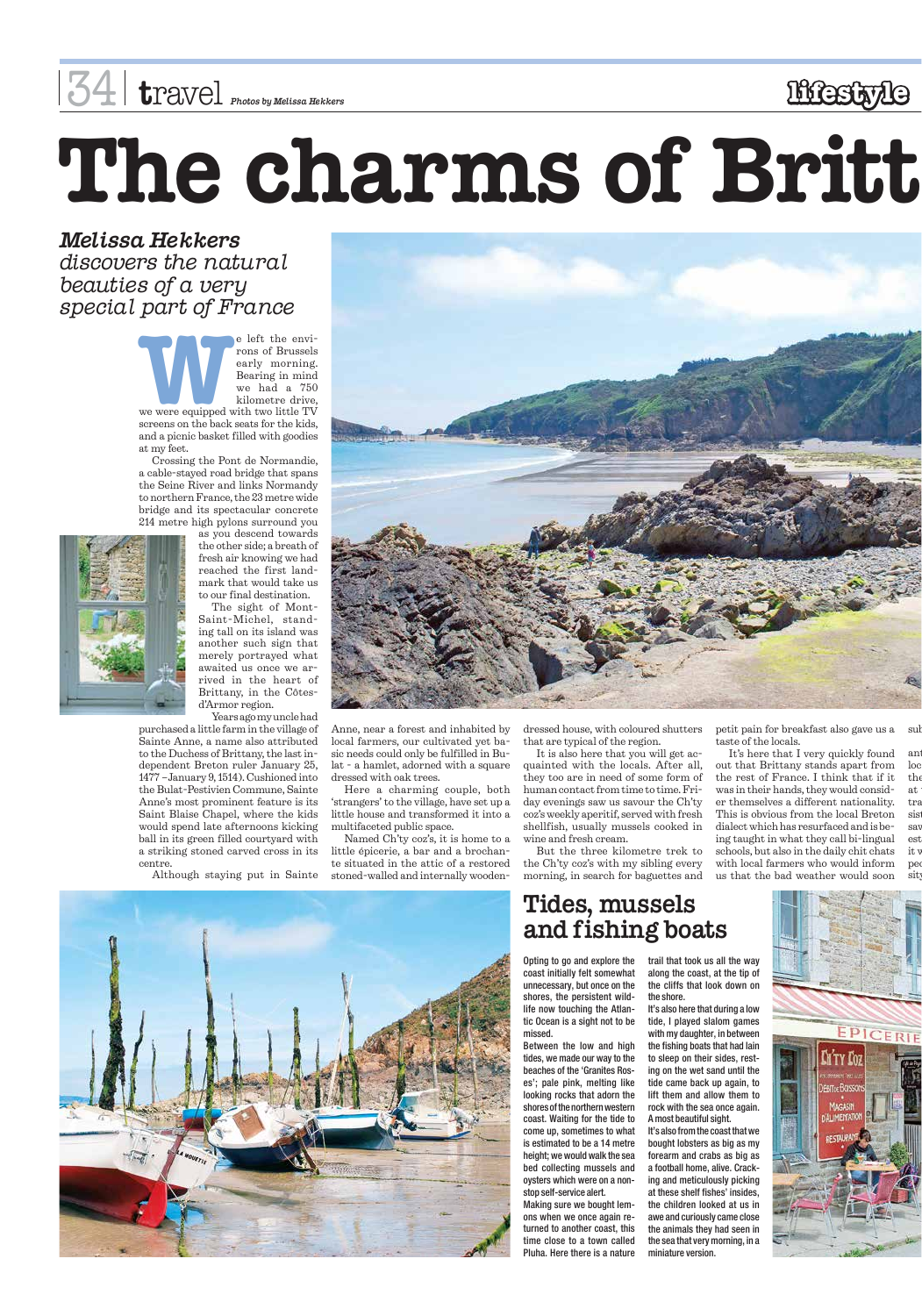# The charms of Britt

*Melissa Hekkers discovers the natural beauties of a very special part of France*

Photos by Melissa Hekkers

We left the environs of Brussels early morning. Bearing in mind we had a 750 kilometre drive, we were equipped with two little TV screens on the back seats for the kids, and a picnic basket filled with goodies at my feet.

Crossing the Pont de Normandie, a cable-stayed road bridge that spans the Seine River and links Normandy to northern France, the 23 metre wide bridge and its spectacular concrete 214 metre high pylons surround you as you descend towards the other side; a breath of fresh air knowing we had reached the first landmark that would take us to our final destination.

The sight of Mont-Saint-Michel, standing tall on its island was another such sign that merely portrayed what awaited us once we arrived in the heart of Brittany, in the Côtes-d'Armor region.

Years ago my uncle had purchased a little farm in the village of Sainte Anne, a name also attributed to the Duchess of Brittany, the last independent Breton ruler January 25, 1477 – January 9, 1514). Cushioned into the Bulat-Pestivien Commune, Sainte Anne's most prominent feature is its Saint Blaise Chapel, where the kids would spend late afternoons kicking ball in its green filled courtyard with a striking stoned carved cross in its centre.

Although staying put in Sainte Anne, near a forest and inhabited by local farmers, our cultivated yet basic needs could only be fulfilled in Bulat - a hamlet, adorned with a square dressed with oak trees.

Here a charming couple, both 'strangers' to the village, have set up a little house and transformed it into a multifaceted public space.

Named Ch'ty coz's, it is home to a little épicerie, a bar and a brochante situated in the attic of a restored stoned-walled and internally wooden-dressed house, with coloured shutters that are typical of the region.

It is also here that you will get acquainted with the locals. After all, they too are in need of some form of human contact from time to time. Friday evenings saw us savour the Ch'ty coz's weekly aperitif, served with fresh shellfish, usually mussels cooked in wine and fresh cream.

But the three kilometre trek to the Ch'ty coz's with my sibling every morning, in search for baguettes and petit pain for breakfast also gave us a taste of the locals.

It's here that I very quickly found out that Brittany stands apart from the rest of France. I think that if it was in their hands, they would consider themselves a different nationality. This is obvious from the local Breton dialect which has resurfaced and is being taught in what they call bi-lingual schools, but also in the daily chit chats with local farmers who would inform us that the bad weather would soon

## Tides, mussels and fishing boats

Opting to go and explore the coast initially felt somewhat unnecessary, but once on the shores, the persistent wildlife now touching the Atlantic Ocean is a sight not to be missed.

Between the low and high tides, we made our way to the beaches of the 'Granites Roses'; pale pink, melting like looking rocks that adorn the shores of the northern western coast. Waiting for the tide to come up, sometimes to what is estimated to be a 14 metre height; we would walk the sea bed collecting mussels and oysters which were on a non-stop self-service alert.

Making sure we bought lemons when we once again returned to another coast, this time close to a town called Pluha. Here there is a nature trail that took us all the way along the coast, at the tip of the cliffs that look down on the shore.

It's also here that during a low tide, I played slalom games with my daughter, in between the fishing boats that had lain to sleep on their sides, resting on the wet sand until the tide came back up again, to lift them and allow them to rock with the sea once again. A most beautiful sight.

It's also from the coast that we bought lobsters as big as my forearm and crabs as big as a football home, alive. Cracking and meticulously picking at these shelf fishes' insides, the children looked at us in awe and curiously came close the animals they had seen in the sea that very morning, in a miniature version.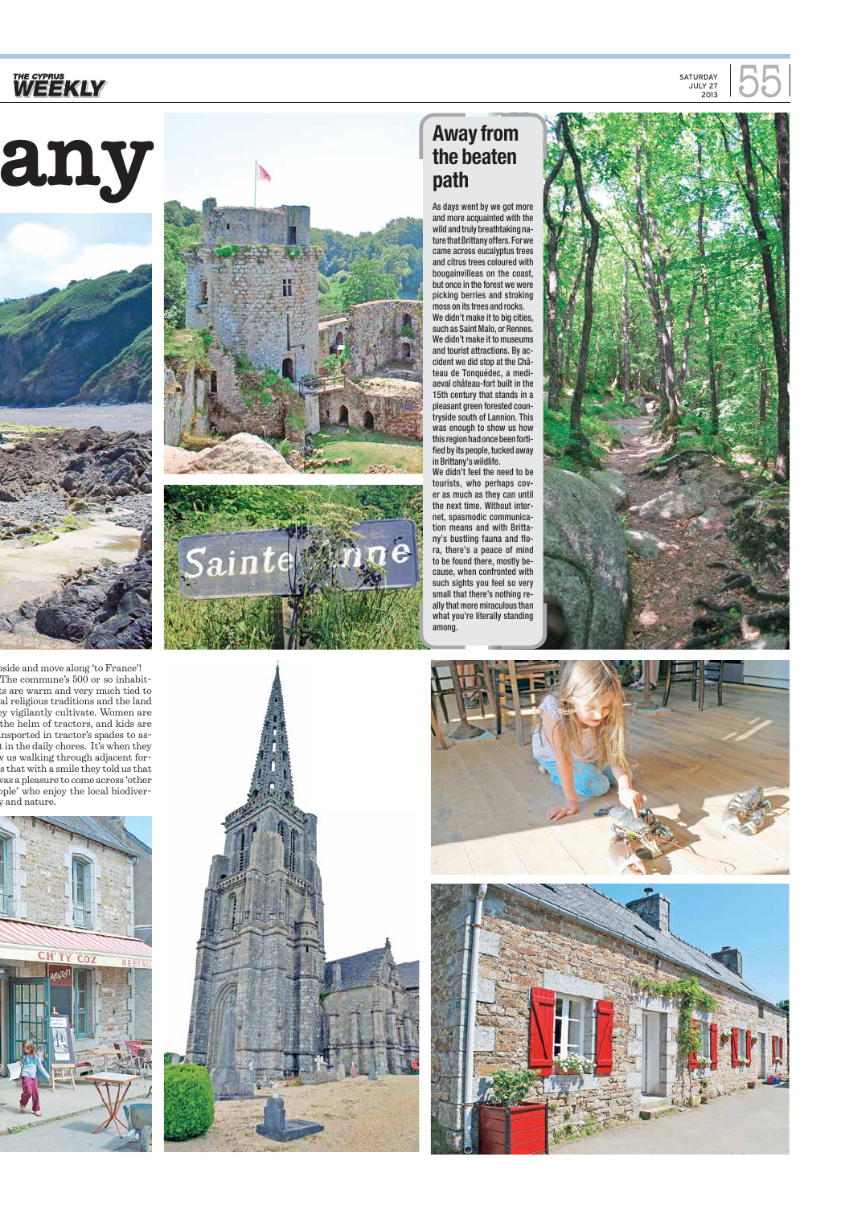# any

…side and move along 'to France'! The commune's 500 or so inhabit…ts are warm and very much tied to …al religious traditions and the land …ey vigilantly cultivate. Women are …the helm of tractors, and kids are …nsported in tractor's spades to as…t in the daily chores. It's when they …v us walking through adjacent for…s that with a smile they told us that …vas a pleasure to come across 'other …ople' who enjoy the local biodiver…y and nature.

## Away from the beaten path

As days went by we got more and more acquainted with the wild and truly breathtaking nature that Brittany offers. For we came across eucalyptus trees and citrus trees coloured with bougainvilleas on the coast, but once in the forest we were picking berries and stroking moss on its trees and rocks.

We didn't make it to big cities, such as Saint Malo, or Rennes. We didn't make it to museums and tourist attractions. By accident we did stop at the Château de Tonquédec, a mediaeval château-fort built in the 15th century that stands in a pleasant green forested countryside south of Lannion. This was enough to show us how this region had once been fortified by its people, tucked away in Brittany's wildlife.

We didn't feel the need to be tourists, who perhaps cover as much as they can until the next time. Without internet, spasmodic communication means and with Brittany's bustling fauna and flora, there's a peace of mind to be found there, mostly because, when confronted with such sights you feel so very small that there's nothing really that more miraculous than what you're literally standing among.